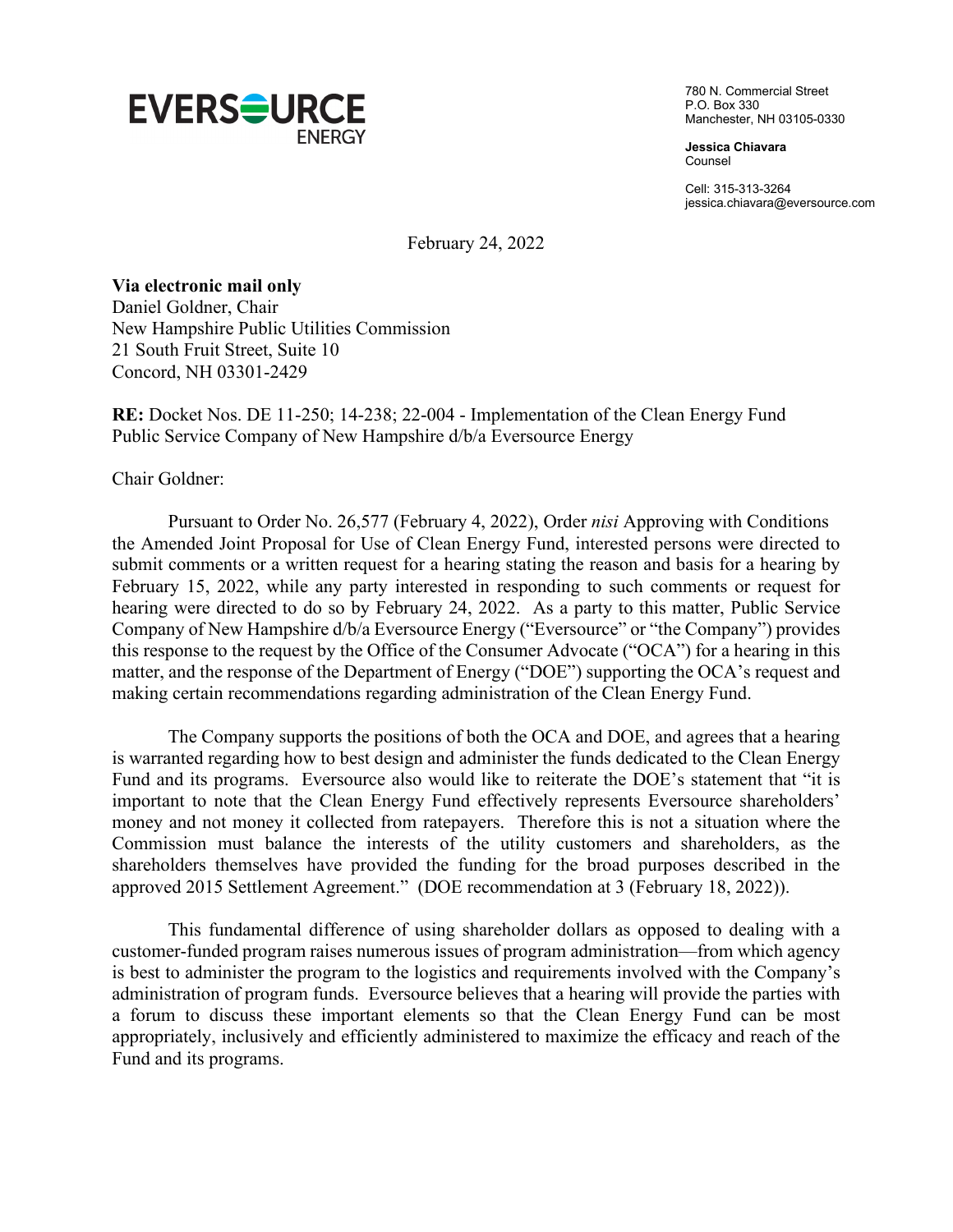EVERSOURCE ENERGY

780 N. Commercial Street
P.O. Box 330
Manchester, NH 03105-0330

**Jessica Chiavara**
Counsel

Cell: 315-313-3264
jessica.chiavara@eversource.com

February 24, 2022

**Via electronic mail only**
Daniel Goldner, Chair
New Hampshire Public Utilities Commission
21 South Fruit Street, Suite 10
Concord, NH 03301-2429

**RE:** Docket Nos. DE 11-250; 14-238; 22-004 - Implementation of the Clean Energy Fund
Public Service Company of New Hampshire d/b/a Eversource Energy

Chair Goldner:

Pursuant to Order No. 26,577 (February 4, 2022), Order *nisi* Approving with Conditions the Amended Joint Proposal for Use of Clean Energy Fund, interested persons were directed to submit comments or a written request for a hearing stating the reason and basis for a hearing by February 15, 2022, while any party interested in responding to such comments or request for hearing were directed to do so by February 24, 2022. As a party to this matter, Public Service Company of New Hampshire d/b/a Eversource Energy ("Eversource" or "the Company") provides this response to the request by the Office of the Consumer Advocate ("OCA") for a hearing in this matter, and the response of the Department of Energy ("DOE") supporting the OCA's request and making certain recommendations regarding administration of the Clean Energy Fund.

The Company supports the positions of both the OCA and DOE, and agrees that a hearing is warranted regarding how to best design and administer the funds dedicated to the Clean Energy Fund and its programs. Eversource also would like to reiterate the DOE's statement that "it is important to note that the Clean Energy Fund effectively represents Eversource shareholders' money and not money it collected from ratepayers. Therefore this is not a situation where the Commission must balance the interests of the utility customers and shareholders, as the shareholders themselves have provided the funding for the broad purposes described in the approved 2015 Settlement Agreement." (DOE recommendation at 3 (February 18, 2022)).

This fundamental difference of using shareholder dollars as opposed to dealing with a customer-funded program raises numerous issues of program administration—from which agency is best to administer the program to the logistics and requirements involved with the Company's administration of program funds. Eversource believes that a hearing will provide the parties with a forum to discuss these important elements so that the Clean Energy Fund can be most appropriately, inclusively and efficiently administered to maximize the efficacy and reach of the Fund and its programs.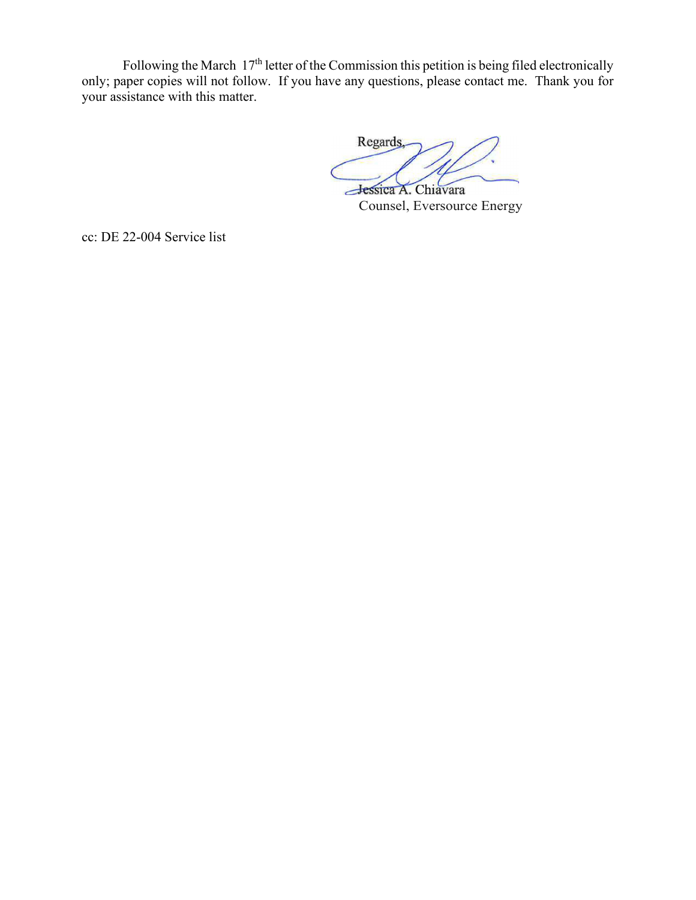Following the March 17th letter of the Commission this petition is being filed electronically only; paper copies will not follow. If you have any questions, please contact me. Thank you for your assistance with this matter.

Regards,

Jessica A. Chiavara
Counsel, Eversource Energy

cc: DE 22-004 Service list